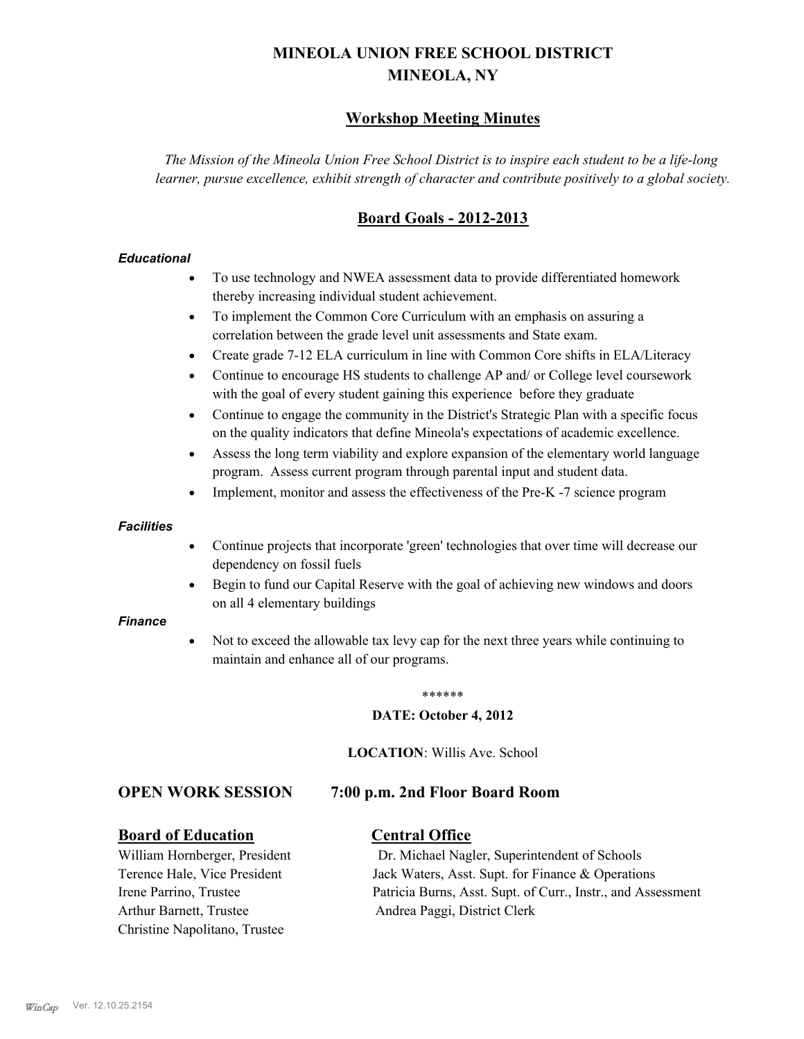# MINEOLA UNION FREE SCHOOL DISTRICT
# MINEOLA, NY

## Workshop Meeting Minutes

*The Mission of the Mineola Union Free School District is to inspire each student to be a life-long learner, pursue excellence, exhibit strength of character and contribute positively to a global society.*

## Board Goals - 2012-2013

***Educational***

- To use technology and NWEA assessment data to provide differentiated homework thereby increasing individual student achievement.
- To implement the Common Core Curriculum with an emphasis on assuring a correlation between the grade level unit assessments and State exam.
- Create grade 7-12 ELA curriculum in line with Common Core shifts in ELA/Literacy
- Continue to encourage HS students to challenge AP and/ or College level coursework with the goal of every student gaining this experience before they graduate
- Continue to engage the community in the District's Strategic Plan with a specific focus on the quality indicators that define Mineola's expectations of academic excellence.
- Assess the long term viability and explore expansion of the elementary world language program. Assess current program through parental input and student data.
- Implement, monitor and assess the effectiveness of the Pre-K -7 science program

***Facilities***

- Continue projects that incorporate 'green' technologies that over time will decrease our dependency on fossil fuels
- Begin to fund our Capital Reserve with the goal of achieving new windows and doors on all 4 elementary buildings

***Finance***

- Not to exceed the allowable tax levy cap for the next three years while continuing to maintain and enhance all of our programs.

******

**DATE: October 4, 2012**

**LOCATION**: Willis Ave. School

### OPEN WORK SESSION 7:00 p.m. 2nd Floor Board Room

**Board of Education**

William Hornberger, President
Terence Hale, Vice President
Irene Parrino, Trustee
Arthur Barnett, Trustee
Christine Napolitano, Trustee

**Central Office**

Dr. Michael Nagler, Superintendent of Schools
Jack Waters, Asst. Supt. for Finance & Operations
Patricia Burns, Asst. Supt. of Curr., Instr., and Assessment
Andrea Paggi, District Clerk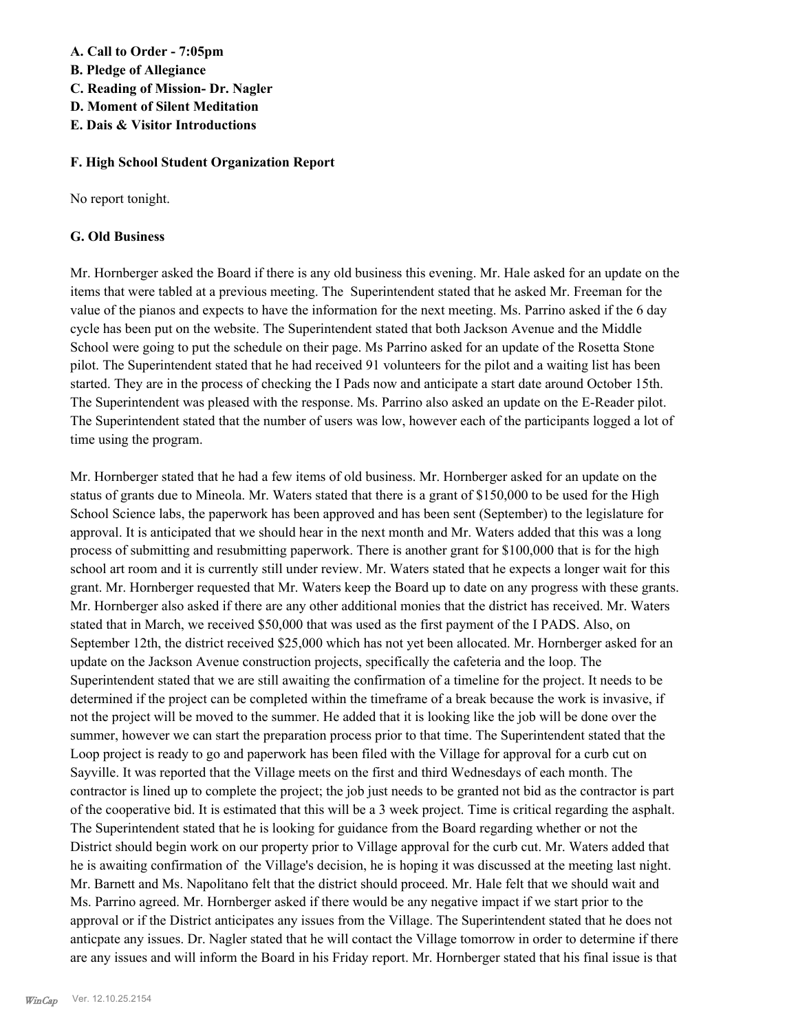**A. Call to Order - 7:05pm**
**B. Pledge of Allegiance**
**C. Reading of Mission- Dr. Nagler**
**D. Moment of Silent Meditation**
**E. Dais & Visitor Introductions**

**F. High School Student Organization Report**

No report tonight.

**G. Old Business**

Mr. Hornberger asked the Board if there is any old business this evening. Mr. Hale asked for an update on the items that were tabled at a previous meeting. The Superintendent stated that he asked Mr. Freeman for the value of the pianos and expects to have the information for the next meeting. Ms. Parrino asked if the 6 day cycle has been put on the website. The Superintendent stated that both Jackson Avenue and the Middle School were going to put the schedule on their page. Ms Parrino asked for an update of the Rosetta Stone pilot. The Superintendent stated that he had received 91 volunteers for the pilot and a waiting list has been started. They are in the process of checking the I Pads now and anticipate a start date around October 15th. The Superintendent was pleased with the response. Ms. Parrino also asked an update on the E-Reader pilot. The Superintendent stated that the number of users was low, however each of the participants logged a lot of time using the program.

Mr. Hornberger stated that he had a few items of old business. Mr. Hornberger asked for an update on the status of grants due to Mineola. Mr. Waters stated that there is a grant of $150,000 to be used for the High School Science labs, the paperwork has been approved and has been sent (September) to the legislature for approval. It is anticipated that we should hear in the next month and Mr. Waters added that this was a long process of submitting and resubmitting paperwork. There is another grant for $100,000 that is for the high school art room and it is currently still under review. Mr. Waters stated that he expects a longer wait for this grant. Mr. Hornberger requested that Mr. Waters keep the Board up to date on any progress with these grants. Mr. Hornberger also asked if there are any other additional monies that the district has received. Mr. Waters stated that in March, we received $50,000 that was used as the first payment of the I PADS. Also, on September 12th, the district received $25,000 which has not yet been allocated. Mr. Hornberger asked for an update on the Jackson Avenue construction projects, specifically the cafeteria and the loop. The Superintendent stated that we are still awaiting the confirmation of a timeline for the project. It needs to be determined if the project can be completed within the timeframe of a break because the work is invasive, if not the project will be moved to the summer. He added that it is looking like the job will be done over the summer, however we can start the preparation process prior to that time. The Superintendent stated that the Loop project is ready to go and paperwork has been filed with the Village for approval for a curb cut on Sayville. It was reported that the Village meets on the first and third Wednesdays of each month. The contractor is lined up to complete the project; the job just needs to be granted not bid as the contractor is part of the cooperative bid. It is estimated that this will be a 3 week project. Time is critical regarding the asphalt. The Superintendent stated that he is looking for guidance from the Board regarding whether or not the District should begin work on our property prior to Village approval for the curb cut. Mr. Waters added that he is awaiting confirmation of the Village's decision, he is hoping it was discussed at the meeting last night. Mr. Barnett and Ms. Napolitano felt that the district should proceed. Mr. Hale felt that we should wait and Ms. Parrino agreed. Mr. Hornberger asked if there would be any negative impact if we start prior to the approval or if the District anticipates any issues from the Village. The Superintendent stated that he does not anticpate any issues. Dr. Nagler stated that he will contact the Village tomorrow in order to determine if there are any issues and will inform the Board in his Friday report. Mr. Hornberger stated that his final issue is that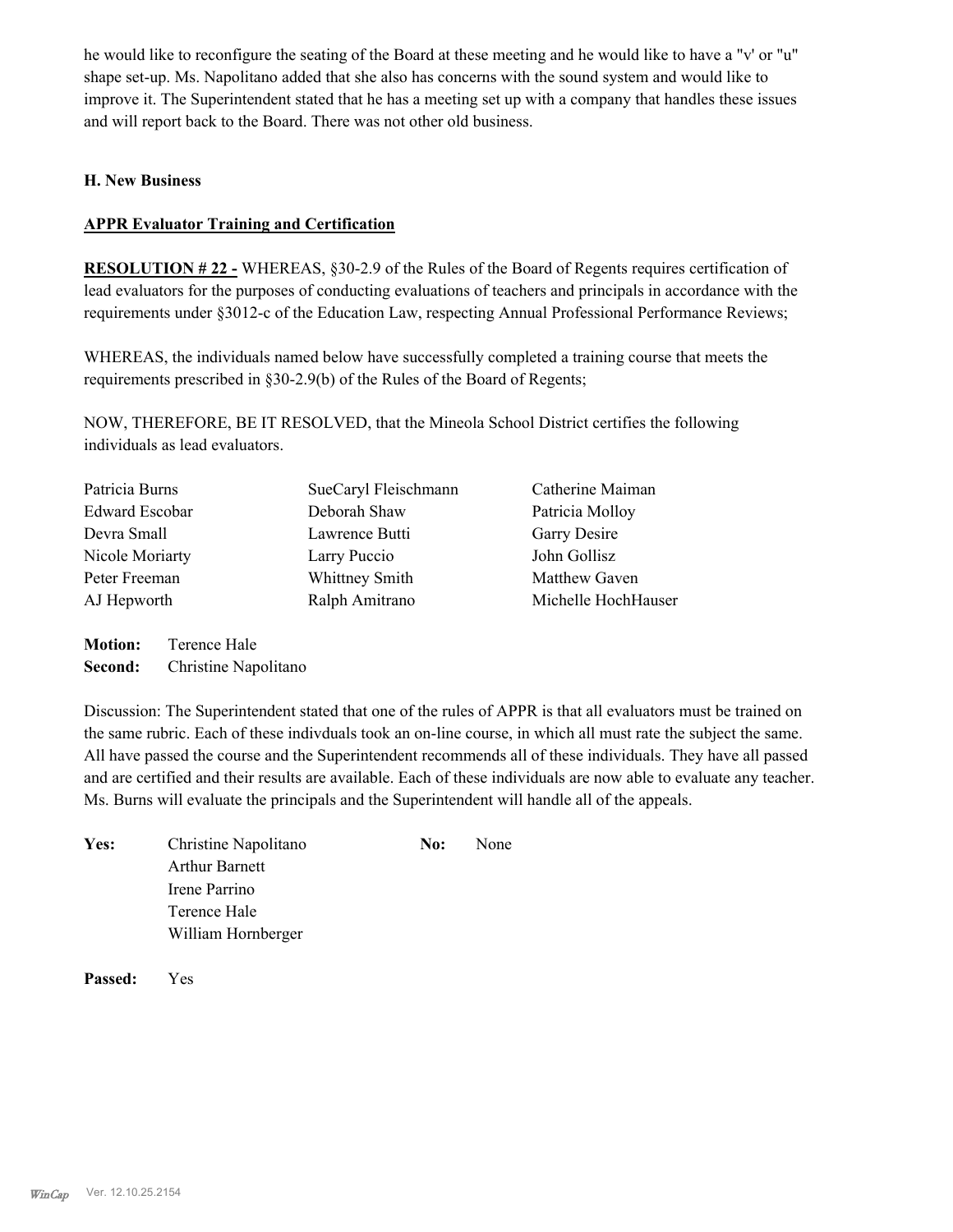he would like to reconfigure the seating of the Board at these meeting and he would like to have a "v' or "u" shape set-up. Ms. Napolitano added that she also has concerns with the sound system and would like to improve it. The Superintendent stated that he has a meeting set up with a company that handles these issues and will report back to the Board. There was not other old business.

**H. New Business**

**APPR Evaluator Training and Certification**

**RESOLUTION # 22 -** WHEREAS, §30-2.9 of the Rules of the Board of Regents requires certification of lead evaluators for the purposes of conducting evaluations of teachers and principals in accordance with the requirements under §3012-c of the Education Law, respecting Annual Professional Performance Reviews;

WHEREAS, the individuals named below have successfully completed a training course that meets the requirements prescribed in §30-2.9(b) of the Rules of the Board of Regents;

NOW, THEREFORE, BE IT RESOLVED, that the Mineola School District certifies the following individuals as lead evaluators.

| | | |
|---|---|---|
| Patricia Burns | SueCaryl Fleischmann | Catherine Maiman |
| Edward Escobar | Deborah Shaw | Patricia Molloy |
| Devra Small | Lawrence Butti | Garry Desire |
| Nicole Moriarty | Larry Puccio | John Gollisz |
| Peter Freeman | Whittney Smith | Matthew Gaven |
| AJ Hepworth | Ralph Amitrano | Michelle HochHauser |

**Motion:** Terence Hale
**Second:** Christine Napolitano

Discussion: The Superintendent stated that one of the rules of APPR is that all evaluators must be trained on the same rubric. Each of these indivduals took an on-line course, in which all must rate the subject the same. All have passed the course and the Superintendent recommends all of these individuals. They have all passed and are certified and their results are available. Each of these individuals are now able to evaluate any teacher. Ms. Burns will evaluate the principals and the Superintendent will handle all of the appeals.

**Yes:** Christine Napolitano
Arthur Barnett
Irene Parrino
Terence Hale
William Hornberger

**No:** None

**Passed:** Yes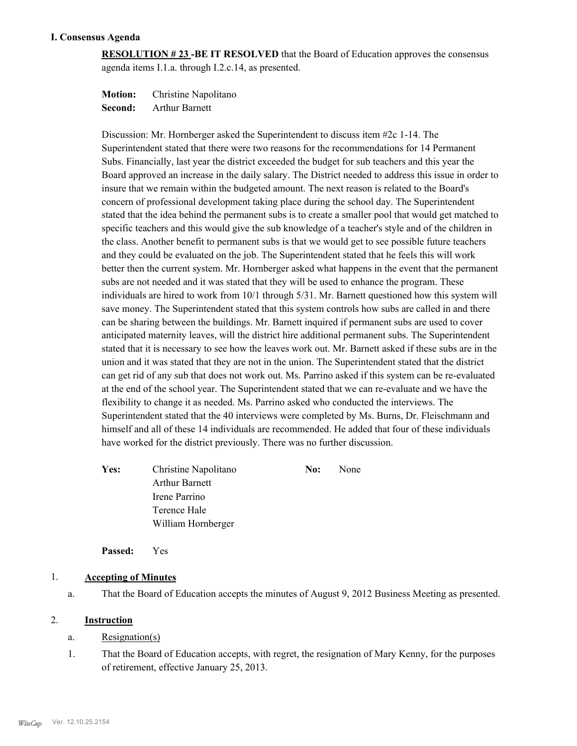### I. Consensus Agenda

**RESOLUTION # 23 -BE IT RESOLVED** that the Board of Education approves the consensus agenda items I.1.a. through I.2.c.14, as presented.

**Motion:** Christine Napolitano
**Second:** Arthur Barnett

Discussion: Mr. Hornberger asked the Superintendent to discuss item #2c 1-14. The Superintendent stated that there were two reasons for the recommendations for 14 Permanent Subs. Financially, last year the district exceeded the budget for sub teachers and this year the Board approved an increase in the daily salary. The District needed to address this issue in order to insure that we remain within the budgeted amount. The next reason is related to the Board's concern of professional development taking place during the school day. The Superintendent stated that the idea behind the permanent subs is to create a smaller pool that would get matched to specific teachers and this would give the sub knowledge of a teacher's style and of the children in the class. Another benefit to permanent subs is that we would get to see possible future teachers and they could be evaluated on the job. The Superintendent stated that he feels this will work better then the current system. Mr. Hornberger asked what happens in the event that the permanent subs are not needed and it was stated that they will be used to enhance the program. These individuals are hired to work from 10/1 through 5/31. Mr. Barnett questioned how this system will save money. The Superintendent stated that this system controls how subs are called in and there can be sharing between the buildings. Mr. Barnett inquired if permanent subs are used to cover anticipated maternity leaves, will the district hire additional permanent subs. The Superintendent stated that it is necessary to see how the leaves work out. Mr. Barnett asked if these subs are in the union and it was stated that they are not in the union. The Superintendent stated that the district can get rid of any sub that does not work out. Ms. Parrino asked if this system can be re-evaluated at the end of the school year. The Superintendent stated that we can re-evaluate and we have the flexibility to change it as needed. Ms. Parrino asked who conducted the interviews. The Superintendent stated that the 40 interviews were completed by Ms. Burns, Dr. Fleischmann and himself and all of these 14 individuals are recommended. He added that four of these individuals have worked for the district previously. There was no further discussion.

**Yes:** Christine Napolitano
Arthur Barnett
Irene Parrino
Terence Hale
William Hornberger

**No:** None

**Passed:** Yes

1. **Accepting of Minutes**

   a. That the Board of Education accepts the minutes of August 9, 2012 Business Meeting as presented.

2. **Instruction**

   a. Resignation(s)

   1. That the Board of Education accepts, with regret, the resignation of Mary Kenny, for the purposes of retirement, effective January 25, 2013.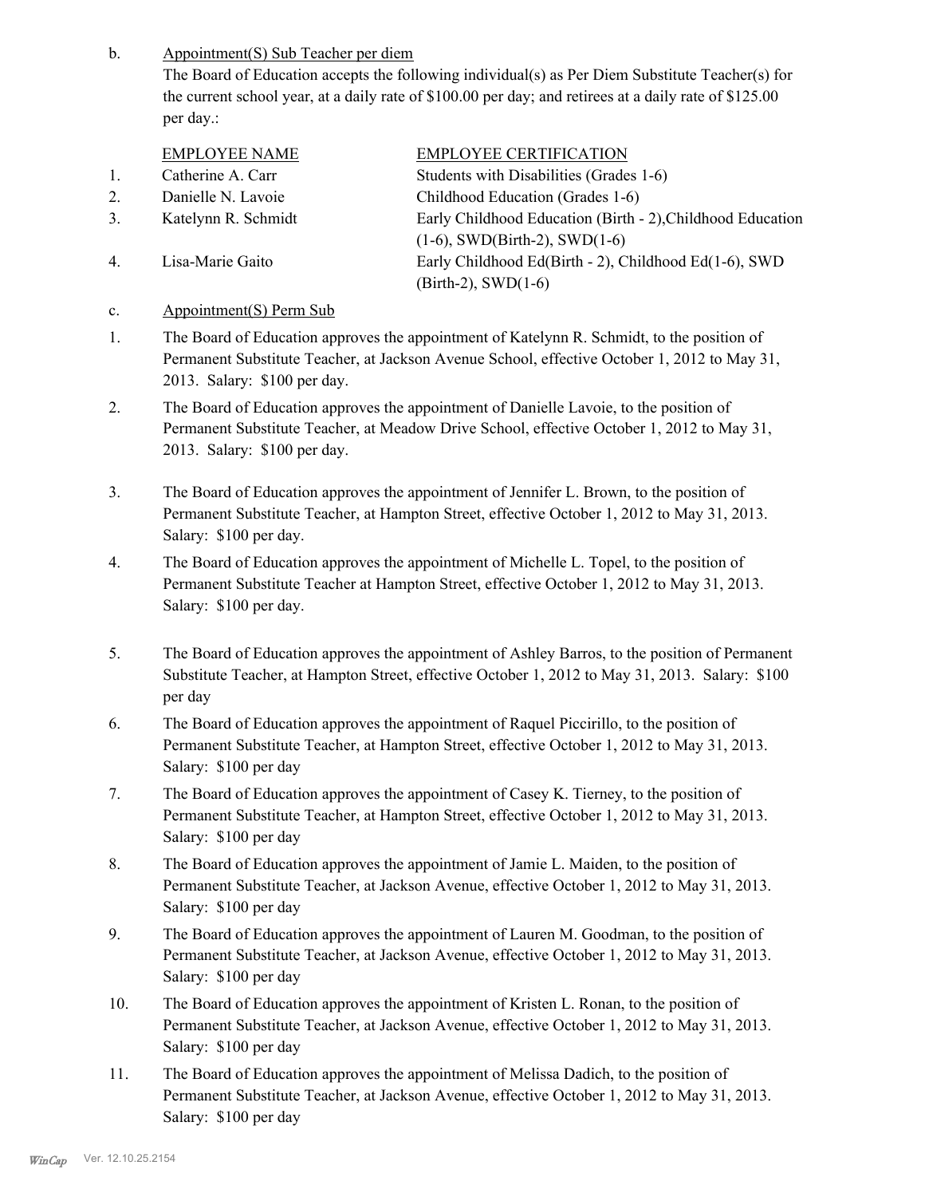b. Appointment(S) Sub Teacher per diem

The Board of Education accepts the following individual(s) as Per Diem Substitute Teacher(s) for the current school year, at a daily rate of $100.00 per day; and retirees at a daily rate of $125.00 per day.:

| | EMPLOYEE NAME | EMPLOYEE CERTIFICATION |
|---|---|---|
| 1. | Catherine A. Carr | Students with Disabilities (Grades 1-6) |
| 2. | Danielle N. Lavoie | Childhood Education (Grades 1-6) |
| 3. | Katelynn R. Schmidt | Early Childhood Education (Birth - 2),Childhood Education (1-6), SWD(Birth-2), SWD(1-6) |
| 4. | Lisa-Marie Gaito | Early Childhood Ed(Birth - 2), Childhood Ed(1-6), SWD (Birth-2), SWD(1-6) |

c. Appointment(S) Perm Sub

1. The Board of Education approves the appointment of Katelynn R. Schmidt, to the position of Permanent Substitute Teacher, at Jackson Avenue School, effective October 1, 2012 to May 31, 2013. Salary: $100 per day.
2. The Board of Education approves the appointment of Danielle Lavoie, to the position of Permanent Substitute Teacher, at Meadow Drive School, effective October 1, 2012 to May 31, 2013. Salary: $100 per day.
3. The Board of Education approves the appointment of Jennifer L. Brown, to the position of Permanent Substitute Teacher, at Hampton Street, effective October 1, 2012 to May 31, 2013. Salary: $100 per day.
4. The Board of Education approves the appointment of Michelle L. Topel, to the position of Permanent Substitute Teacher at Hampton Street, effective October 1, 2012 to May 31, 2013. Salary: $100 per day.
5. The Board of Education approves the appointment of Ashley Barros, to the position of Permanent Substitute Teacher, at Hampton Street, effective October 1, 2012 to May 31, 2013. Salary: $100 per day
6. The Board of Education approves the appointment of Raquel Piccirillo, to the position of Permanent Substitute Teacher, at Hampton Street, effective October 1, 2012 to May 31, 2013. Salary: $100 per day
7. The Board of Education approves the appointment of Casey K. Tierney, to the position of Permanent Substitute Teacher, at Hampton Street, effective October 1, 2012 to May 31, 2013. Salary: $100 per day
8. The Board of Education approves the appointment of Jamie L. Maiden, to the position of Permanent Substitute Teacher, at Jackson Avenue, effective October 1, 2012 to May 31, 2013. Salary: $100 per day
9. The Board of Education approves the appointment of Lauren M. Goodman, to the position of Permanent Substitute Teacher, at Jackson Avenue, effective October 1, 2012 to May 31, 2013. Salary: $100 per day
10. The Board of Education approves the appointment of Kristen L. Ronan, to the position of Permanent Substitute Teacher, at Jackson Avenue, effective October 1, 2012 to May 31, 2013. Salary: $100 per day
11. The Board of Education approves the appointment of Melissa Dadich, to the position of Permanent Substitute Teacher, at Jackson Avenue, effective October 1, 2012 to May 31, 2013. Salary: $100 per day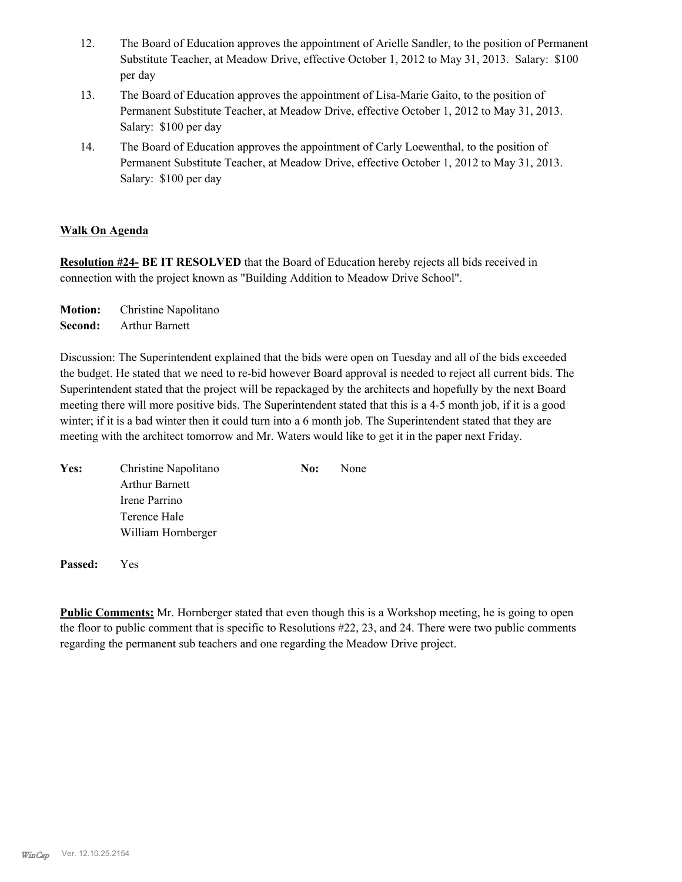12. The Board of Education approves the appointment of Arielle Sandler, to the position of Permanent Substitute Teacher, at Meadow Drive, effective October 1, 2012 to May 31, 2013. Salary: $100 per day
13. The Board of Education approves the appointment of Lisa-Marie Gaito, to the position of Permanent Substitute Teacher, at Meadow Drive, effective October 1, 2012 to May 31, 2013. Salary: $100 per day
14. The Board of Education approves the appointment of Carly Loewenthal, to the position of Permanent Substitute Teacher, at Meadow Drive, effective October 1, 2012 to May 31, 2013. Salary: $100 per day

**Walk On Agenda**

**Resolution #24- BE IT RESOLVED** that the Board of Education hereby rejects all bids received in connection with the project known as "Building Addition to Meadow Drive School".

**Motion:** Christine Napolitano
**Second:** Arthur Barnett

Discussion: The Superintendent explained that the bids were open on Tuesday and all of the bids exceeded the budget. He stated that we need to re-bid however Board approval is needed to reject all current bids. The Superintendent stated that the project will be repackaged by the architects and hopefully by the next Board meeting there will more positive bids. The Superintendent stated that this is a 4-5 month job, if it is a good winter; if it is a bad winter then it could turn into a 6 month job. The Superintendent stated that they are meeting with the architect tomorrow and Mr. Waters would like to get it in the paper next Friday.

| **Yes:** | Christine Napolitano | **No:** | None |
|---|---|---|---|
| | Arthur Barnett | | |
| | Irene Parrino | | |
| | Terence Hale | | |
| | William Hornberger | | |

**Passed:** Yes

**Public Comments:** Mr. Hornberger stated that even though this is a Workshop meeting, he is going to open the floor to public comment that is specific to Resolutions #22, 23, and 24. There were two public comments regarding the permanent sub teachers and one regarding the Meadow Drive project.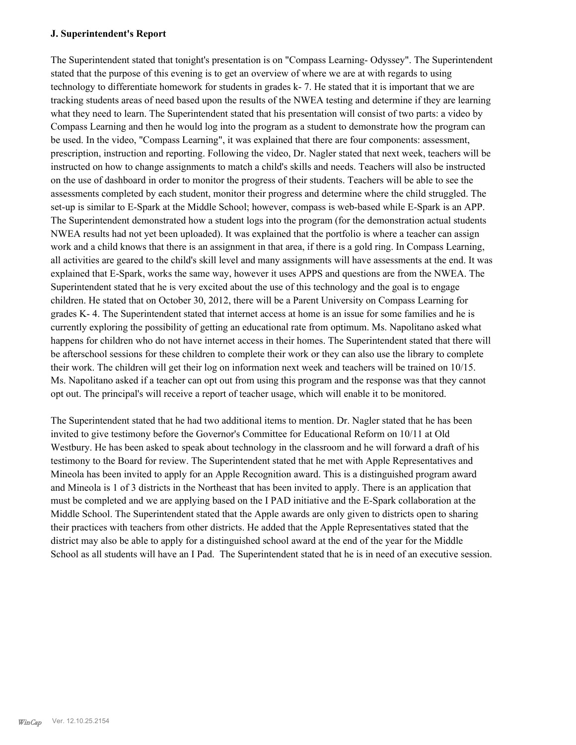### J. Superintendent's Report

The Superintendent stated that tonight's presentation is on "Compass Learning- Odyssey". The Superintendent stated that the purpose of this evening is to get an overview of where we are at with regards to using technology to differentiate homework for students in grades k- 7. He stated that it is important that we are tracking students areas of need based upon the results of the NWEA testing and determine if they are learning what they need to learn. The Superintendent stated that his presentation will consist of two parts: a video by Compass Learning and then he would log into the program as a student to demonstrate how the program can be used. In the video, "Compass Learning", it was explained that there are four components: assessment, prescription, instruction and reporting. Following the video, Dr. Nagler stated that next week, teachers will be instructed on how to change assignments to match a child's skills and needs. Teachers will also be instructed on the use of dashboard in order to monitor the progress of their students. Teachers will be able to see the assessments completed by each student, monitor their progress and determine where the child struggled. The set-up is similar to E-Spark at the Middle School; however, compass is web-based while E-Spark is an APP. The Superintendent demonstrated how a student logs into the program (for the demonstration actual students NWEA results had not yet been uploaded). It was explained that the portfolio is where a teacher can assign work and a child knows that there is an assignment in that area, if there is a gold ring. In Compass Learning, all activities are geared to the child's skill level and many assignments will have assessments at the end. It was explained that E-Spark, works the same way, however it uses APPS and questions are from the NWEA. The Superintendent stated that he is very excited about the use of this technology and the goal is to engage children. He stated that on October 30, 2012, there will be a Parent University on Compass Learning for grades K- 4. The Superintendent stated that internet access at home is an issue for some families and he is currently exploring the possibility of getting an educational rate from optimum. Ms. Napolitano asked what happens for children who do not have internet access in their homes. The Superintendent stated that there will be afterschool sessions for these children to complete their work or they can also use the library to complete their work. The children will get their log on information next week and teachers will be trained on 10/15. Ms. Napolitano asked if a teacher can opt out from using this program and the response was that they cannot opt out. The principal's will receive a report of teacher usage, which will enable it to be monitored.

The Superintendent stated that he had two additional items to mention. Dr. Nagler stated that he has been invited to give testimony before the Governor's Committee for Educational Reform on 10/11 at Old Westbury. He has been asked to speak about technology in the classroom and he will forward a draft of his testimony to the Board for review. The Superintendent stated that he met with Apple Representatives and Mineola has been invited to apply for an Apple Recognition award. This is a distinguished program award and Mineola is 1 of 3 districts in the Northeast that has been invited to apply. There is an application that must be completed and we are applying based on the I PAD initiative and the E-Spark collaboration at the Middle School. The Superintendent stated that the Apple awards are only given to districts open to sharing their practices with teachers from other districts. He added that the Apple Representatives stated that the district may also be able to apply for a distinguished school award at the end of the year for the Middle School as all students will have an I Pad. The Superintendent stated that he is in need of an executive session.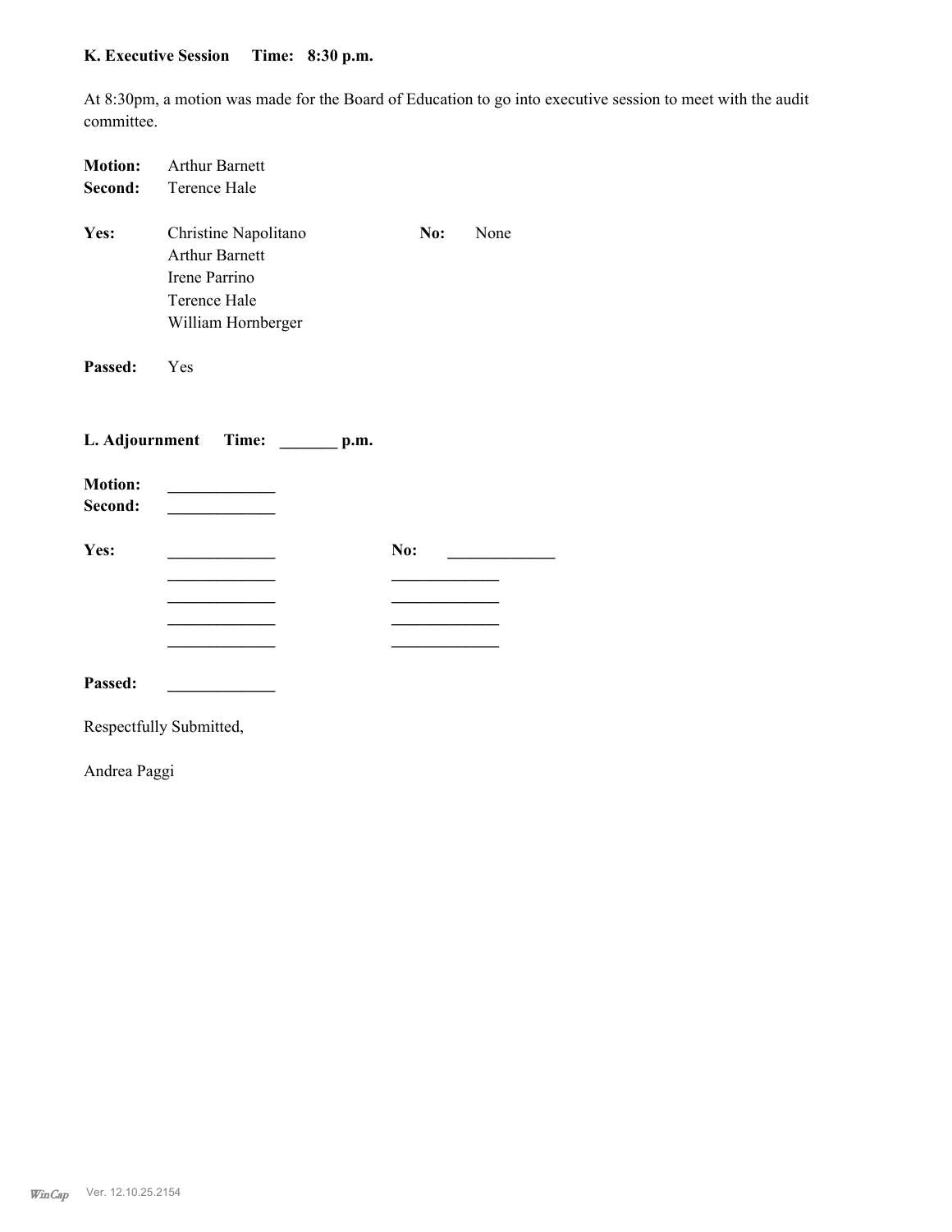**K. Executive Session Time: 8:30 p.m.**

At 8:30pm, a motion was made for the Board of Education to go into executive session to meet with the audit committee.

**Motion:** Arthur Barnett
**Second:** Terence Hale

**Yes:** Christine Napolitano
Arthur Barnett
Irene Parrino
Terence Hale
William Hornberger

**No:** None

**Passed:** Yes

**L. Adjournment Time: _______ p.m.**

**Motion:** _____________
**Second:** _____________

**Yes:** _____________
_____________
_____________
_____________
_____________

**No:** _____________
_____________
_____________
_____________
_____________

**Passed:** _____________

Respectfully Submitted,

Andrea Paggi